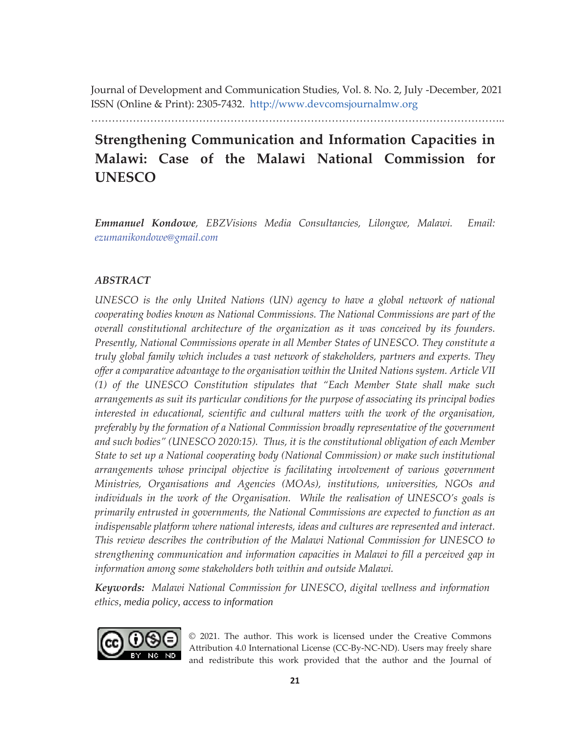Journal of Development and Communication Studies, Vol. 8. No. 2, July -December, 2021
ISSN (Online & Print): 2305-7432. http://www.devcomsjournalmw.org

# Strengthening Communication and Information Capacities in Malawi: Case of the Malawi National Commission for UNESCO

***Emmanuel Kondowe**, EBZVisions Media Consultancies, Lilongwe, Malawi. Email: ezumanikondowe@gmail.com*

## *ABSTRACT*

*UNESCO is the only United Nations (UN) agency to have a global network of national cooperating bodies known as National Commissions. The National Commissions are part of the overall constitutional architecture of the organization as it was conceived by its founders. Presently, National Commissions operate in all Member States of UNESCO. They constitute a truly global family which includes a vast network of stakeholders, partners and experts. They offer a comparative advantage to the organisation within the United Nations system. Article VII (1) of the UNESCO Constitution stipulates that "Each Member State shall make such arrangements as suit its particular conditions for the purpose of associating its principal bodies interested in educational, scientific and cultural matters with the work of the organisation, preferably by the formation of a National Commission broadly representative of the government and such bodies" (UNESCO 2020:15). Thus, it is the constitutional obligation of each Member State to set up a National cooperating body (National Commission) or make such institutional arrangements whose principal objective is facilitating involvement of various government Ministries, Organisations and Agencies (MOAs), institutions, universities, NGOs and individuals in the work of the Organisation. While the realisation of UNESCO's goals is primarily entrusted in governments, the National Commissions are expected to function as an indispensable platform where national interests, ideas and cultures are represented and interact. This review describes the contribution of the Malawi National Commission for UNESCO to strengthening communication and information capacities in Malawi to fill a perceived gap in information among some stakeholders both within and outside Malawi.*

***Keywords:** Malawi National Commission for UNESCO, digital wellness and information ethics, media policy, access to information*

© 2021. The author. This work is licensed under the Creative Commons Attribution 4.0 International License (CC-By-NC-ND). Users may freely share and redistribute this work provided that the author and the Journal of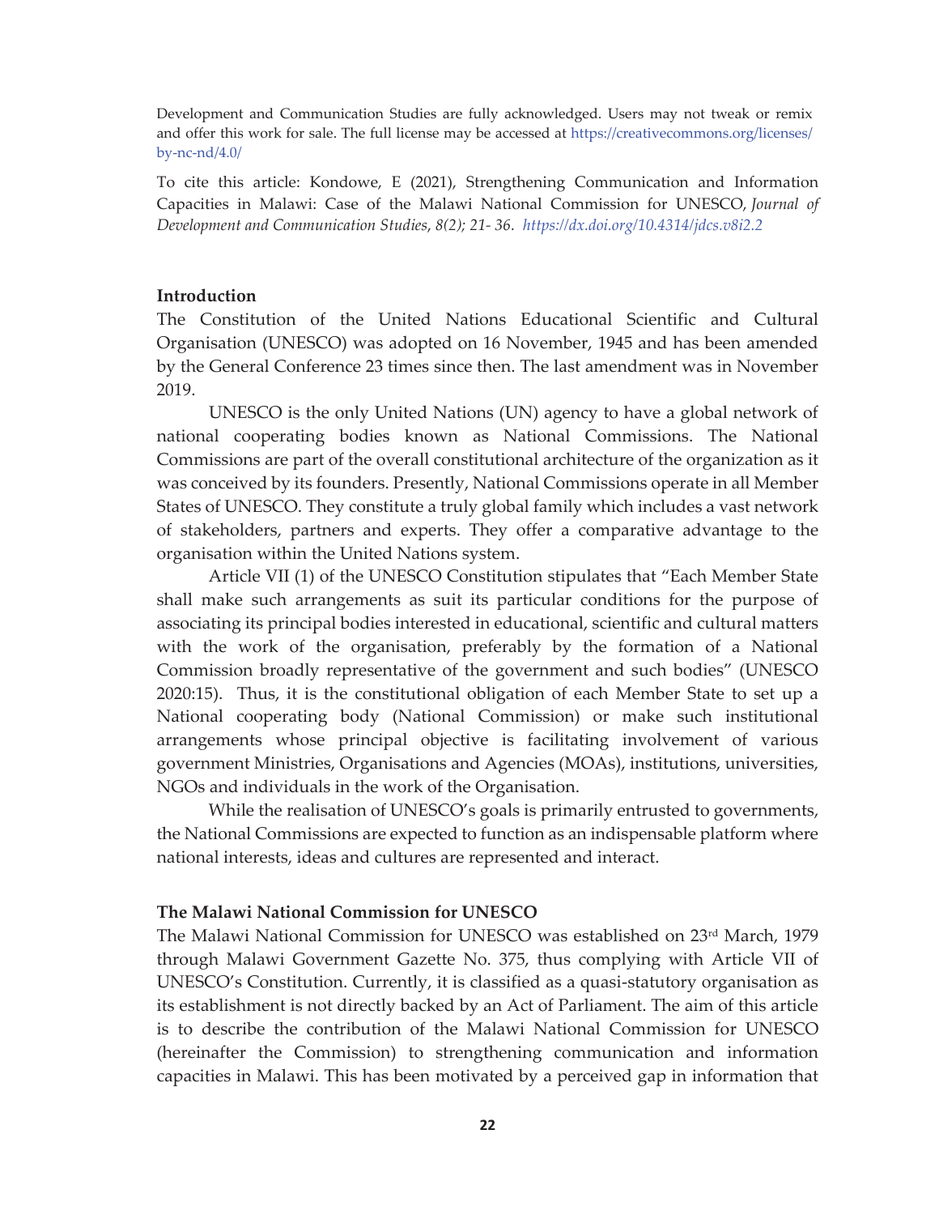Development and Communication Studies are fully acknowledged. Users may not tweak or remix and offer this work for sale. The full license may be accessed at https://creativecommons.org/licenses/by-nc-nd/4.0/

To cite this article: Kondowe, E (2021), Strengthening Communication and Information Capacities in Malawi: Case of the Malawi National Commission for UNESCO, *Journal of Development and Communication Studies*, *8(2); 21- 36*. *https://dx.doi.org/10.4314/jdcs.v8i2.2*

**Introduction**

The Constitution of the United Nations Educational Scientific and Cultural Organisation (UNESCO) was adopted on 16 November, 1945 and has been amended by the General Conference 23 times since then. The last amendment was in November 2019.

UNESCO is the only United Nations (UN) agency to have a global network of national cooperating bodies known as National Commissions. The National Commissions are part of the overall constitutional architecture of the organization as it was conceived by its founders. Presently, National Commissions operate in all Member States of UNESCO. They constitute a truly global family which includes a vast network of stakeholders, partners and experts. They offer a comparative advantage to the organisation within the United Nations system.

Article VII (1) of the UNESCO Constitution stipulates that "Each Member State shall make such arrangements as suit its particular conditions for the purpose of associating its principal bodies interested in educational, scientific and cultural matters with the work of the organisation, preferably by the formation of a National Commission broadly representative of the government and such bodies" (UNESCO 2020:15). Thus, it is the constitutional obligation of each Member State to set up a National cooperating body (National Commission) or make such institutional arrangements whose principal objective is facilitating involvement of various government Ministries, Organisations and Agencies (MOAs), institutions, universities, NGOs and individuals in the work of the Organisation.

While the realisation of UNESCO's goals is primarily entrusted to governments, the National Commissions are expected to function as an indispensable platform where national interests, ideas and cultures are represented and interact.

**The Malawi National Commission for UNESCO**

The Malawi National Commission for UNESCO was established on 23rd March, 1979 through Malawi Government Gazette No. 375, thus complying with Article VII of UNESCO's Constitution. Currently, it is classified as a quasi-statutory organisation as its establishment is not directly backed by an Act of Parliament. The aim of this article is to describe the contribution of the Malawi National Commission for UNESCO (hereinafter the Commission) to strengthening communication and information capacities in Malawi. This has been motivated by a perceived gap in information that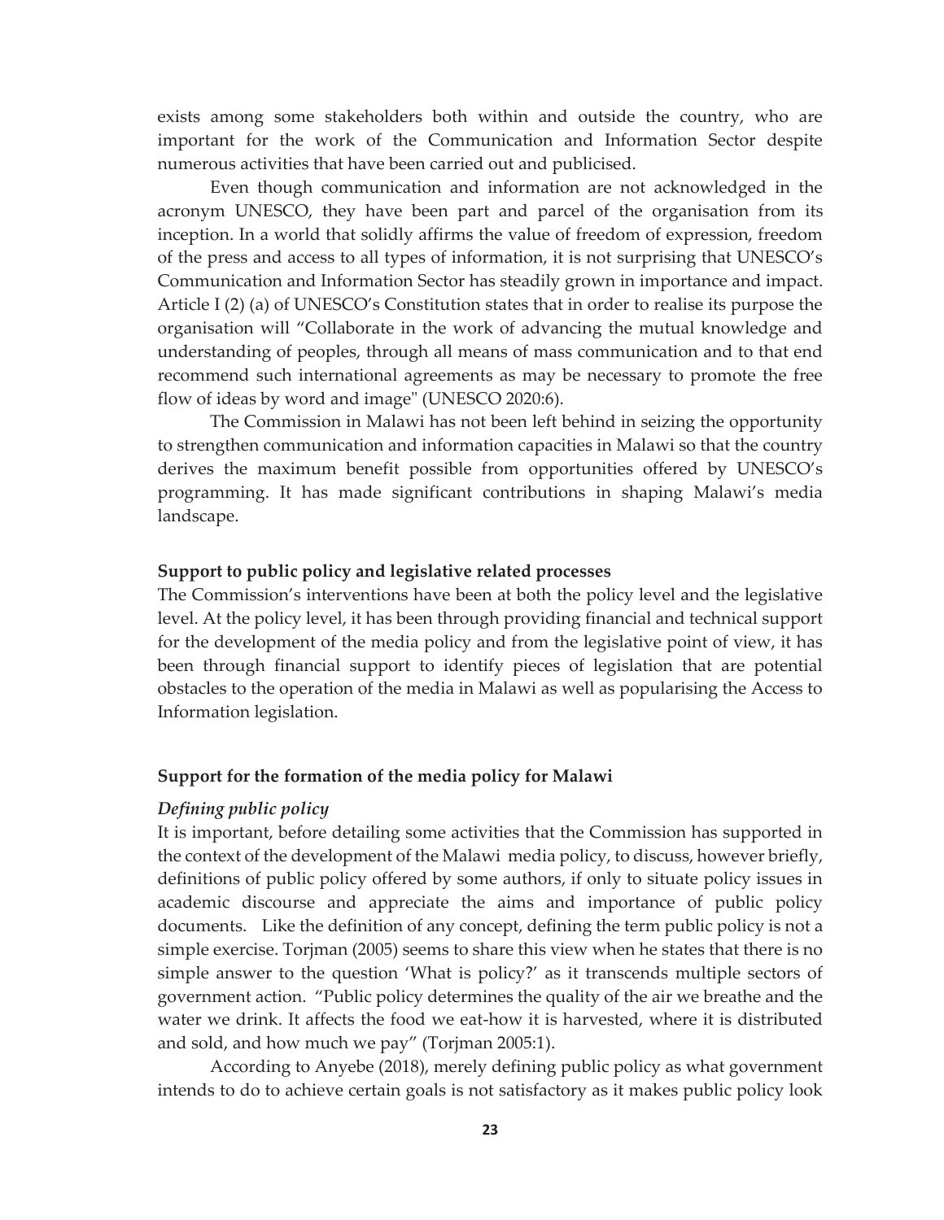exists among some stakeholders both within and outside the country, who are important for the work of the Communication and Information Sector despite numerous activities that have been carried out and publicised.

Even though communication and information are not acknowledged in the acronym UNESCO, they have been part and parcel of the organisation from its inception. In a world that solidly affirms the value of freedom of expression, freedom of the press and access to all types of information, it is not surprising that UNESCO's Communication and Information Sector has steadily grown in importance and impact. Article I (2) (a) of UNESCO's Constitution states that in order to realise its purpose the organisation will "Collaborate in the work of advancing the mutual knowledge and understanding of peoples, through all means of mass communication and to that end recommend such international agreements as may be necessary to promote the free flow of ideas by word and image" (UNESCO 2020:6).

The Commission in Malawi has not been left behind in seizing the opportunity to strengthen communication and information capacities in Malawi so that the country derives the maximum benefit possible from opportunities offered by UNESCO's programming. It has made significant contributions in shaping Malawi's media landscape.

**Support to public policy and legislative related processes**

The Commission's interventions have been at both the policy level and the legislative level. At the policy level, it has been through providing financial and technical support for the development of the media policy and from the legislative point of view, it has been through financial support to identify pieces of legislation that are potential obstacles to the operation of the media in Malawi as well as popularising the Access to Information legislation.

**Support for the formation of the media policy for Malawi**

***Defining public policy***

It is important, before detailing some activities that the Commission has supported in the context of the development of the Malawi media policy, to discuss, however briefly, definitions of public policy offered by some authors, if only to situate policy issues in academic discourse and appreciate the aims and importance of public policy documents. Like the definition of any concept, defining the term public policy is not a simple exercise. Torjman (2005) seems to share this view when he states that there is no simple answer to the question 'What is policy?' as it transcends multiple sectors of government action. "Public policy determines the quality of the air we breathe and the water we drink. It affects the food we eat-how it is harvested, where it is distributed and sold, and how much we pay" (Torjman 2005:1).

According to Anyebe (2018), merely defining public policy as what government intends to do to achieve certain goals is not satisfactory as it makes public policy look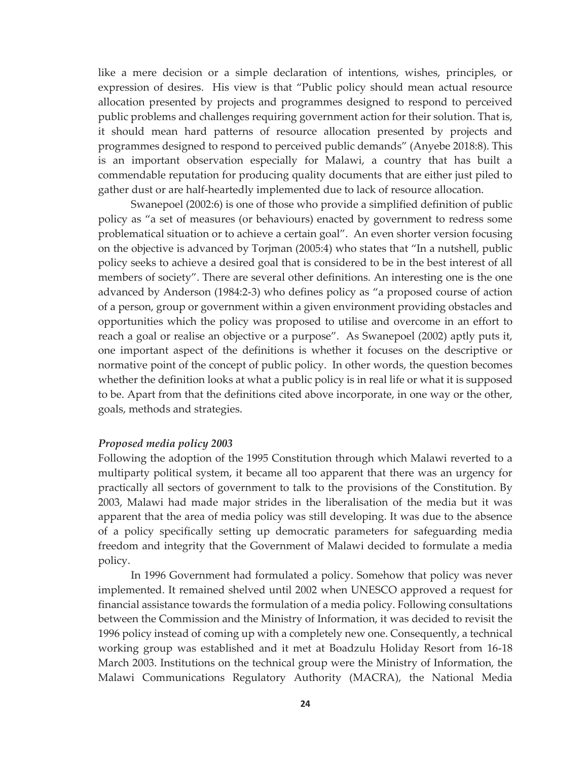like a mere decision or a simple declaration of intentions, wishes, principles, or expression of desires. His view is that "Public policy should mean actual resource allocation presented by projects and programmes designed to respond to perceived public problems and challenges requiring government action for their solution. That is, it should mean hard patterns of resource allocation presented by projects and programmes designed to respond to perceived public demands" (Anyebe 2018:8). This is an important observation especially for Malawi, a country that has built a commendable reputation for producing quality documents that are either just piled to gather dust or are half-heartedly implemented due to lack of resource allocation.

Swanepoel (2002:6) is one of those who provide a simplified definition of public policy as "a set of measures (or behaviours) enacted by government to redress some problematical situation or to achieve a certain goal". An even shorter version focusing on the objective is advanced by Torjman (2005:4) who states that "In a nutshell, public policy seeks to achieve a desired goal that is considered to be in the best interest of all members of society". There are several other definitions. An interesting one is the one advanced by Anderson (1984:2-3) who defines policy as "a proposed course of action of a person, group or government within a given environment providing obstacles and opportunities which the policy was proposed to utilise and overcome in an effort to reach a goal or realise an objective or a purpose". As Swanepoel (2002) aptly puts it, one important aspect of the definitions is whether it focuses on the descriptive or normative point of the concept of public policy. In other words, the question becomes whether the definition looks at what a public policy is in real life or what it is supposed to be. Apart from that the definitions cited above incorporate, in one way or the other, goals, methods and strategies.

***Proposed media policy 2003***

Following the adoption of the 1995 Constitution through which Malawi reverted to a multiparty political system, it became all too apparent that there was an urgency for practically all sectors of government to talk to the provisions of the Constitution. By 2003, Malawi had made major strides in the liberalisation of the media but it was apparent that the area of media policy was still developing. It was due to the absence of a policy specifically setting up democratic parameters for safeguarding media freedom and integrity that the Government of Malawi decided to formulate a media policy.

In 1996 Government had formulated a policy. Somehow that policy was never implemented. It remained shelved until 2002 when UNESCO approved a request for financial assistance towards the formulation of a media policy. Following consultations between the Commission and the Ministry of Information, it was decided to revisit the 1996 policy instead of coming up with a completely new one. Consequently, a technical working group was established and it met at Boadzulu Holiday Resort from 16-18 March 2003. Institutions on the technical group were the Ministry of Information, the Malawi Communications Regulatory Authority (MACRA), the National Media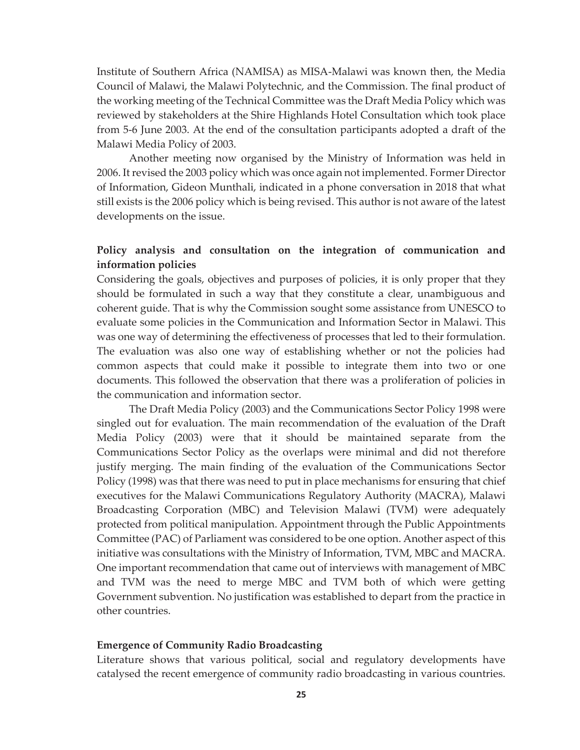Institute of Southern Africa (NAMISA) as MISA-Malawi was known then, the Media Council of Malawi, the Malawi Polytechnic, and the Commission. The final product of the working meeting of the Technical Committee was the Draft Media Policy which was reviewed by stakeholders at the Shire Highlands Hotel Consultation which took place from 5-6 June 2003. At the end of the consultation participants adopted a draft of the Malawi Media Policy of 2003.

Another meeting now organised by the Ministry of Information was held in 2006. It revised the 2003 policy which was once again not implemented. Former Director of Information, Gideon Munthali, indicated in a phone conversation in 2018 that what still exists is the 2006 policy which is being revised. This author is not aware of the latest developments on the issue.

### Policy analysis and consultation on the integration of communication and information policies

Considering the goals, objectives and purposes of policies, it is only proper that they should be formulated in such a way that they constitute a clear, unambiguous and coherent guide. That is why the Commission sought some assistance from UNESCO to evaluate some policies in the Communication and Information Sector in Malawi. This was one way of determining the effectiveness of processes that led to their formulation. The evaluation was also one way of establishing whether or not the policies had common aspects that could make it possible to integrate them into two or one documents. This followed the observation that there was a proliferation of policies in the communication and information sector.

The Draft Media Policy (2003) and the Communications Sector Policy 1998 were singled out for evaluation. The main recommendation of the evaluation of the Draft Media Policy (2003) were that it should be maintained separate from the Communications Sector Policy as the overlaps were minimal and did not therefore justify merging. The main finding of the evaluation of the Communications Sector Policy (1998) was that there was need to put in place mechanisms for ensuring that chief executives for the Malawi Communications Regulatory Authority (MACRA), Malawi Broadcasting Corporation (MBC) and Television Malawi (TVM) were adequately protected from political manipulation. Appointment through the Public Appointments Committee (PAC) of Parliament was considered to be one option. Another aspect of this initiative was consultations with the Ministry of Information, TVM, MBC and MACRA. One important recommendation that came out of interviews with management of MBC and TVM was the need to merge MBC and TVM both of which were getting Government subvention. No justification was established to depart from the practice in other countries.

### Emergence of Community Radio Broadcasting

Literature shows that various political, social and regulatory developments have catalysed the recent emergence of community radio broadcasting in various countries.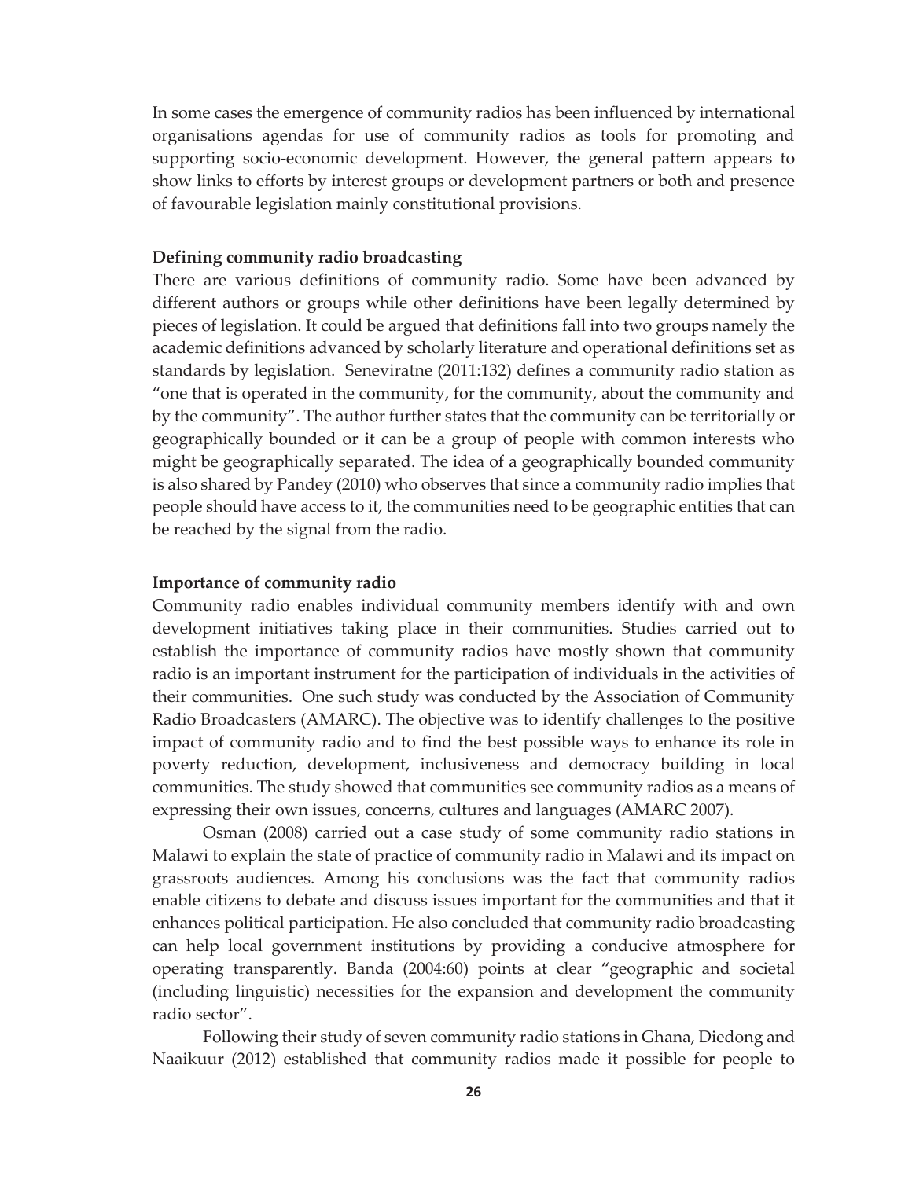In some cases the emergence of community radios has been influenced by international organisations agendas for use of community radios as tools for promoting and supporting socio-economic development. However, the general pattern appears to show links to efforts by interest groups or development partners or both and presence of favourable legislation mainly constitutional provisions.

**Defining community radio broadcasting**

There are various definitions of community radio. Some have been advanced by different authors or groups while other definitions have been legally determined by pieces of legislation. It could be argued that definitions fall into two groups namely the academic definitions advanced by scholarly literature and operational definitions set as standards by legislation. Seneviratne (2011:132) defines a community radio station as "one that is operated in the community, for the community, about the community and by the community". The author further states that the community can be territorially or geographically bounded or it can be a group of people with common interests who might be geographically separated. The idea of a geographically bounded community is also shared by Pandey (2010) who observes that since a community radio implies that people should have access to it, the communities need to be geographic entities that can be reached by the signal from the radio.

**Importance of community radio**

Community radio enables individual community members identify with and own development initiatives taking place in their communities. Studies carried out to establish the importance of community radios have mostly shown that community radio is an important instrument for the participation of individuals in the activities of their communities. One such study was conducted by the Association of Community Radio Broadcasters (AMARC). The objective was to identify challenges to the positive impact of community radio and to find the best possible ways to enhance its role in poverty reduction, development, inclusiveness and democracy building in local communities. The study showed that communities see community radios as a means of expressing their own issues, concerns, cultures and languages (AMARC 2007).

Osman (2008) carried out a case study of some community radio stations in Malawi to explain the state of practice of community radio in Malawi and its impact on grassroots audiences. Among his conclusions was the fact that community radios enable citizens to debate and discuss issues important for the communities and that it enhances political participation. He also concluded that community radio broadcasting can help local government institutions by providing a conducive atmosphere for operating transparently. Banda (2004:60) points at clear "geographic and societal (including linguistic) necessities for the expansion and development the community radio sector".

Following their study of seven community radio stations in Ghana, Diedong and Naaikuur (2012) established that community radios made it possible for people to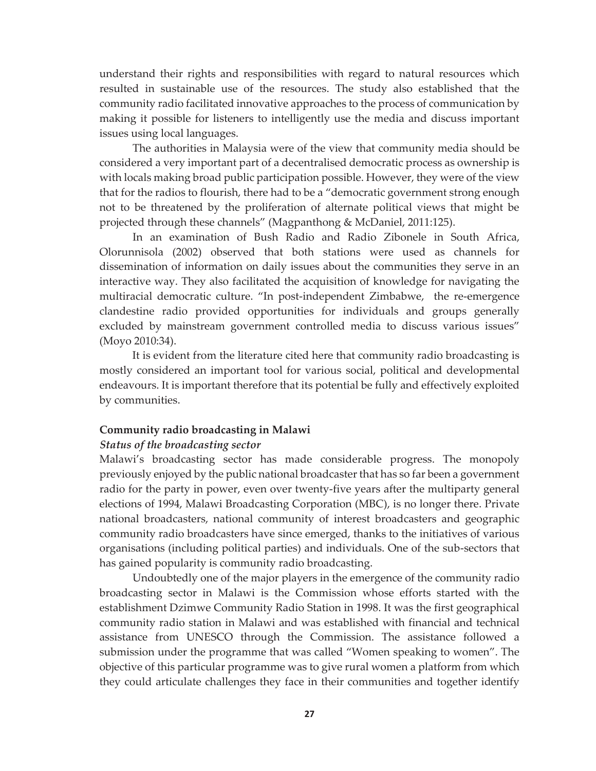understand their rights and responsibilities with regard to natural resources which resulted in sustainable use of the resources. The study also established that the community radio facilitated innovative approaches to the process of communication by making it possible for listeners to intelligently use the media and discuss important issues using local languages.

The authorities in Malaysia were of the view that community media should be considered a very important part of a decentralised democratic process as ownership is with locals making broad public participation possible. However, they were of the view that for the radios to flourish, there had to be a "democratic government strong enough not to be threatened by the proliferation of alternate political views that might be projected through these channels" (Magpanthong & McDaniel, 2011:125).

In an examination of Bush Radio and Radio Zibonele in South Africa, Olorunnisola (2002) observed that both stations were used as channels for dissemination of information on daily issues about the communities they serve in an interactive way. They also facilitated the acquisition of knowledge for navigating the multiracial democratic culture. "In post-independent Zimbabwe, the re-emergence clandestine radio provided opportunities for individuals and groups generally excluded by mainstream government controlled media to discuss various issues" (Moyo 2010:34).

It is evident from the literature cited here that community radio broadcasting is mostly considered an important tool for various social, political and developmental endeavours. It is important therefore that its potential be fully and effectively exploited by communities.

## Community radio broadcasting in Malawi

### *Status of the broadcasting sector*

Malawi's broadcasting sector has made considerable progress. The monopoly previously enjoyed by the public national broadcaster that has so far been a government radio for the party in power, even over twenty-five years after the multiparty general elections of 1994, Malawi Broadcasting Corporation (MBC), is no longer there. Private national broadcasters, national community of interest broadcasters and geographic community radio broadcasters have since emerged, thanks to the initiatives of various organisations (including political parties) and individuals. One of the sub-sectors that has gained popularity is community radio broadcasting.

Undoubtedly one of the major players in the emergence of the community radio broadcasting sector in Malawi is the Commission whose efforts started with the establishment Dzimwe Community Radio Station in 1998. It was the first geographical community radio station in Malawi and was established with financial and technical assistance from UNESCO through the Commission. The assistance followed a submission under the programme that was called "Women speaking to women". The objective of this particular programme was to give rural women a platform from which they could articulate challenges they face in their communities and together identify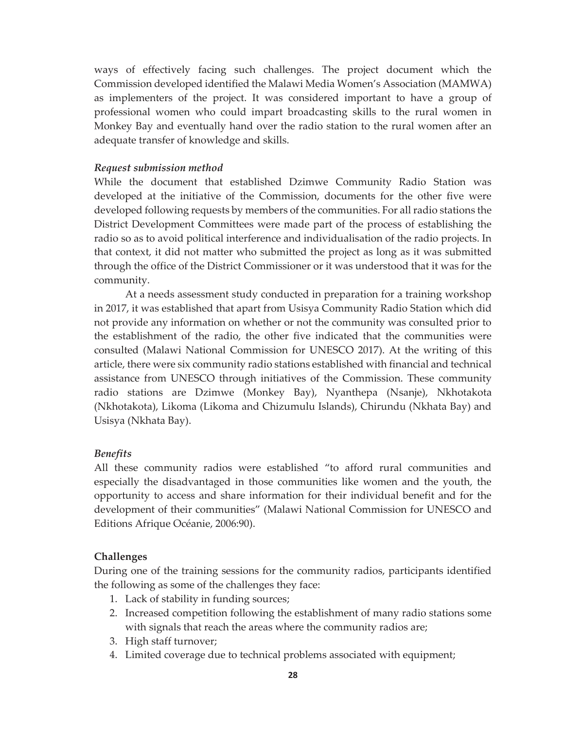ways of effectively facing such challenges. The project document which the Commission developed identified the Malawi Media Women's Association (MAMWA) as implementers of the project. It was considered important to have a group of professional women who could impart broadcasting skills to the rural women in Monkey Bay and eventually hand over the radio station to the rural women after an adequate transfer of knowledge and skills.

***Request submission method***

While the document that established Dzimwe Community Radio Station was developed at the initiative of the Commission, documents for the other five were developed following requests by members of the communities. For all radio stations the District Development Committees were made part of the process of establishing the radio so as to avoid political interference and individualisation of the radio projects. In that context, it did not matter who submitted the project as long as it was submitted through the office of the District Commissioner or it was understood that it was for the community.

At a needs assessment study conducted in preparation for a training workshop in 2017, it was established that apart from Usisya Community Radio Station which did not provide any information on whether or not the community was consulted prior to the establishment of the radio, the other five indicated that the communities were consulted (Malawi National Commission for UNESCO 2017). At the writing of this article, there were six community radio stations established with financial and technical assistance from UNESCO through initiatives of the Commission. These community radio stations are Dzimwe (Monkey Bay), Nyanthepa (Nsanje), Nkhotakota (Nkhotakota), Likoma (Likoma and Chizumulu Islands), Chirundu (Nkhata Bay) and Usisya (Nkhata Bay).

***Benefits***

All these community radios were established "to afford rural communities and especially the disadvantaged in those communities like women and the youth, the opportunity to access and share information for their individual benefit and for the development of their communities" (Malawi National Commission for UNESCO and Editions Afrique Océanie, 2006:90).

**Challenges**

During one of the training sessions for the community radios, participants identified the following as some of the challenges they face:

1. Lack of stability in funding sources;
2. Increased competition following the establishment of many radio stations some with signals that reach the areas where the community radios are;
3. High staff turnover;
4. Limited coverage due to technical problems associated with equipment;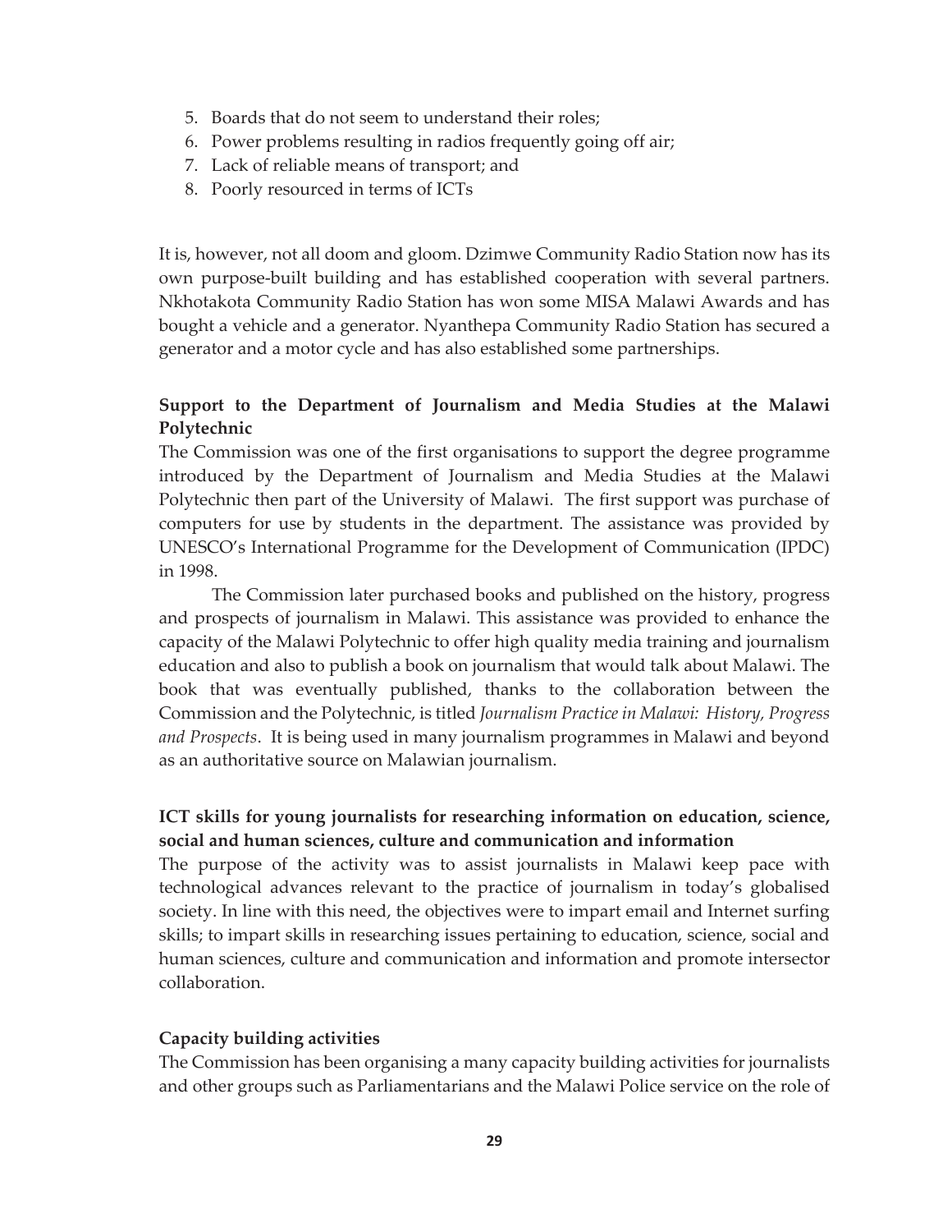5. Boards that do not seem to understand their roles;
6. Power problems resulting in radios frequently going off air;
7. Lack of reliable means of transport; and
8. Poorly resourced in terms of ICTs

It is, however, not all doom and gloom. Dzimwe Community Radio Station now has its own purpose-built building and has established cooperation with several partners. Nkhotakota Community Radio Station has won some MISA Malawi Awards and has bought a vehicle and a generator. Nyanthepa Community Radio Station has secured a generator and a motor cycle and has also established some partnerships.

**Support to the Department of Journalism and Media Studies at the Malawi Polytechnic**

The Commission was one of the first organisations to support the degree programme introduced by the Department of Journalism and Media Studies at the Malawi Polytechnic then part of the University of Malawi. The first support was purchase of computers for use by students in the department. The assistance was provided by UNESCO's International Programme for the Development of Communication (IPDC) in 1998.

The Commission later purchased books and published on the history, progress and prospects of journalism in Malawi. This assistance was provided to enhance the capacity of the Malawi Polytechnic to offer high quality media training and journalism education and also to publish a book on journalism that would talk about Malawi. The book that was eventually published, thanks to the collaboration between the Commission and the Polytechnic, is titled *Journalism Practice in Malawi: History, Progress and Prospects*. It is being used in many journalism programmes in Malawi and beyond as an authoritative source on Malawian journalism.

**ICT skills for young journalists for researching information on education, science, social and human sciences, culture and communication and information**

The purpose of the activity was to assist journalists in Malawi keep pace with technological advances relevant to the practice of journalism in today's globalised society. In line with this need, the objectives were to impart email and Internet surfing skills; to impart skills in researching issues pertaining to education, science, social and human sciences, culture and communication and information and promote intersector collaboration.

**Capacity building activities**

The Commission has been organising a many capacity building activities for journalists and other groups such as Parliamentarians and the Malawi Police service on the role of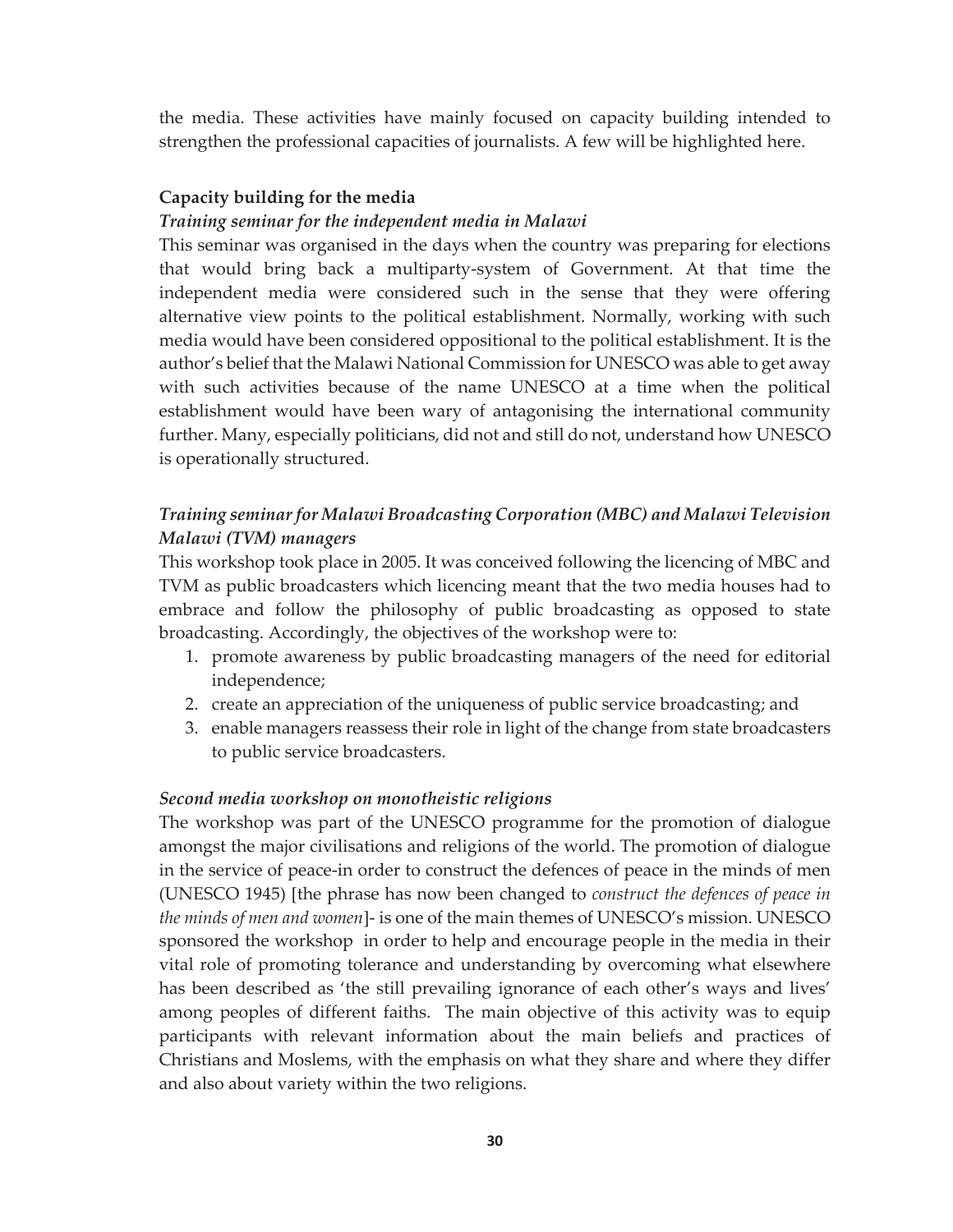the media. These activities have mainly focused on capacity building intended to strengthen the professional capacities of journalists. A few will be highlighted here.

**Capacity building for the media**

***Training seminar for the independent media in Malawi***

This seminar was organised in the days when the country was preparing for elections that would bring back a multiparty-system of Government. At that time the independent media were considered such in the sense that they were offering alternative view points to the political establishment. Normally, working with such media would have been considered oppositional to the political establishment. It is the author's belief that the Malawi National Commission for UNESCO was able to get away with such activities because of the name UNESCO at a time when the political establishment would have been wary of antagonising the international community further. Many, especially politicians, did not and still do not, understand how UNESCO is operationally structured.

***Training seminar for Malawi Broadcasting Corporation (MBC) and Malawi Television Malawi (TVM) managers***

This workshop took place in 2005. It was conceived following the licencing of MBC and TVM as public broadcasters which licencing meant that the two media houses had to embrace and follow the philosophy of public broadcasting as opposed to state broadcasting. Accordingly, the objectives of the workshop were to:

1. promote awareness by public broadcasting managers of the need for editorial independence;
2. create an appreciation of the uniqueness of public service broadcasting; and
3. enable managers reassess their role in light of the change from state broadcasters to public service broadcasters.

***Second media workshop on monotheistic religions***

The workshop was part of the UNESCO programme for the promotion of dialogue amongst the major civilisations and religions of the world. The promotion of dialogue in the service of peace-in order to construct the defences of peace in the minds of men (UNESCO 1945) [the phrase has now been changed to *construct the defences of peace in the minds of men and women*]- is one of the main themes of UNESCO's mission. UNESCO sponsored the workshop in order to help and encourage people in the media in their vital role of promoting tolerance and understanding by overcoming what elsewhere has been described as 'the still prevailing ignorance of each other's ways and lives' among peoples of different faiths. The main objective of this activity was to equip participants with relevant information about the main beliefs and practices of Christians and Moslems, with the emphasis on what they share and where they differ and also about variety within the two religions.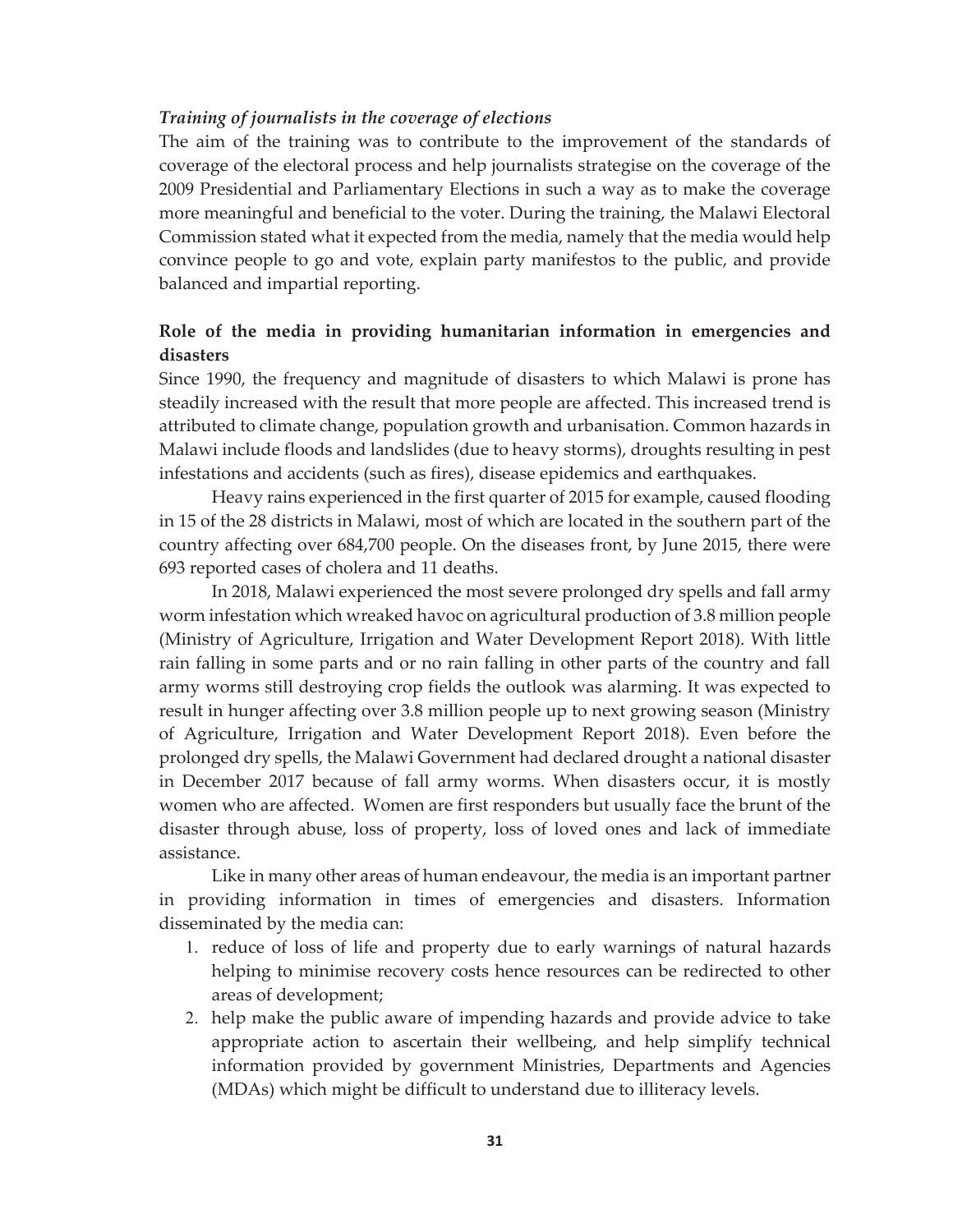*Training of journalists in the coverage of elections*

The aim of the training was to contribute to the improvement of the standards of coverage of the electoral process and help journalists strategise on the coverage of the 2009 Presidential and Parliamentary Elections in such a way as to make the coverage more meaningful and beneficial to the voter. During the training, the Malawi Electoral Commission stated what it expected from the media, namely that the media would help convince people to go and vote, explain party manifestos to the public, and provide balanced and impartial reporting.

## Role of the media in providing humanitarian information in emergencies and disasters

Since 1990, the frequency and magnitude of disasters to which Malawi is prone has steadily increased with the result that more people are affected. This increased trend is attributed to climate change, population growth and urbanisation. Common hazards in Malawi include floods and landslides (due to heavy storms), droughts resulting in pest infestations and accidents (such as fires), disease epidemics and earthquakes.

Heavy rains experienced in the first quarter of 2015 for example, caused flooding in 15 of the 28 districts in Malawi, most of which are located in the southern part of the country affecting over 684,700 people. On the diseases front, by June 2015, there were 693 reported cases of cholera and 11 deaths.

In 2018, Malawi experienced the most severe prolonged dry spells and fall army worm infestation which wreaked havoc on agricultural production of 3.8 million people (Ministry of Agriculture, Irrigation and Water Development Report 2018). With little rain falling in some parts and or no rain falling in other parts of the country and fall army worms still destroying crop fields the outlook was alarming. It was expected to result in hunger affecting over 3.8 million people up to next growing season (Ministry of Agriculture, Irrigation and Water Development Report 2018). Even before the prolonged dry spells, the Malawi Government had declared drought a national disaster in December 2017 because of fall army worms. When disasters occur, it is mostly women who are affected. Women are first responders but usually face the brunt of the disaster through abuse, loss of property, loss of loved ones and lack of immediate assistance.

Like in many other areas of human endeavour, the media is an important partner in providing information in times of emergencies and disasters. Information disseminated by the media can:

1. reduce of loss of life and property due to early warnings of natural hazards helping to minimise recovery costs hence resources can be redirected to other areas of development;
2. help make the public aware of impending hazards and provide advice to take appropriate action to ascertain their wellbeing, and help simplify technical information provided by government Ministries, Departments and Agencies (MDAs) which might be difficult to understand due to illiteracy levels.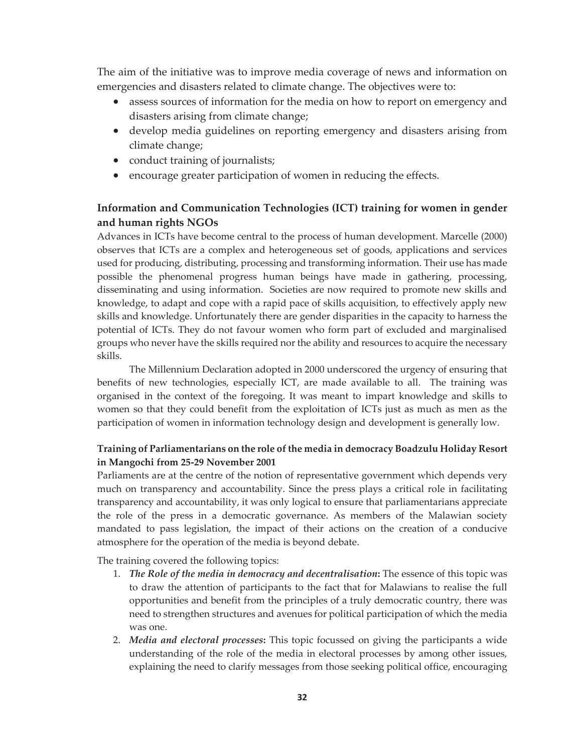The aim of the initiative was to improve media coverage of news and information on emergencies and disasters related to climate change. The objectives were to:

- assess sources of information for the media on how to report on emergency and disasters arising from climate change;
- develop media guidelines on reporting emergency and disasters arising from climate change;
- conduct training of journalists;
- encourage greater participation of women in reducing the effects.

### Information and Communication Technologies (ICT) training for women in gender and human rights NGOs

Advances in ICTs have become central to the process of human development. Marcelle (2000) observes that ICTs are a complex and heterogeneous set of goods, applications and services used for producing, distributing, processing and transforming information. Their use has made possible the phenomenal progress human beings have made in gathering, processing, disseminating and using information. Societies are now required to promote new skills and knowledge, to adapt and cope with a rapid pace of skills acquisition, to effectively apply new skills and knowledge. Unfortunately there are gender disparities in the capacity to harness the potential of ICTs. They do not favour women who form part of excluded and marginalised groups who never have the skills required nor the ability and resources to acquire the necessary skills.

The Millennium Declaration adopted in 2000 underscored the urgency of ensuring that benefits of new technologies, especially ICT, are made available to all. The training was organised in the context of the foregoing. It was meant to impart knowledge and skills to women so that they could benefit from the exploitation of ICTs just as much as men as the participation of women in information technology design and development is generally low.

### Training of Parliamentarians on the role of the media in democracy Boadzulu Holiday Resort in Mangochi from 25-29 November 2001

Parliaments are at the centre of the notion of representative government which depends very much on transparency and accountability. Since the press plays a critical role in facilitating transparency and accountability, it was only logical to ensure that parliamentarians appreciate the role of the press in a democratic governance. As members of the Malawian society mandated to pass legislation, the impact of their actions on the creation of a conducive atmosphere for the operation of the media is beyond debate.

The training covered the following topics:

1. ***The Role of the media in democracy and decentralisation*:** The essence of this topic was to draw the attention of participants to the fact that for Malawians to realise the full opportunities and benefit from the principles of a truly democratic country, there was need to strengthen structures and avenues for political participation of which the media was one.
2. ***Media and electoral processes*:** This topic focussed on giving the participants a wide understanding of the role of the media in electoral processes by among other issues, explaining the need to clarify messages from those seeking political office, encouraging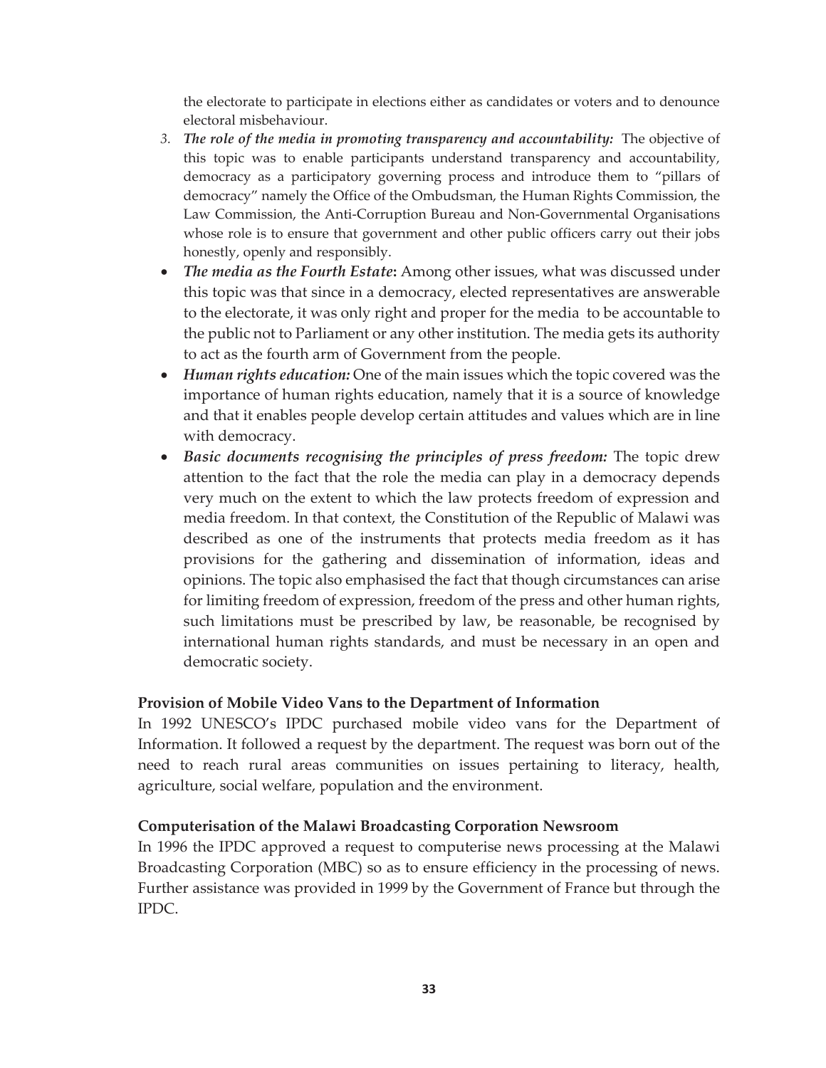the electorate to participate in elections either as candidates or voters and to denounce electoral misbehaviour.

3. ***The role of the media in promoting transparency and accountability:*** The objective of this topic was to enable participants understand transparency and accountability, democracy as a participatory governing process and introduce them to "pillars of democracy" namely the Office of the Ombudsman, the Human Rights Commission, the Law Commission, the Anti-Corruption Bureau and Non-Governmental Organisations whose role is to ensure that government and other public officers carry out their jobs honestly, openly and responsibly.

- ***The media as the Fourth Estate*:** Among other issues, what was discussed under this topic was that since in a democracy, elected representatives are answerable to the electorate, it was only right and proper for the media to be accountable to the public not to Parliament or any other institution. The media gets its authority to act as the fourth arm of Government from the people.
- ***Human rights education:*** One of the main issues which the topic covered was the importance of human rights education, namely that it is a source of knowledge and that it enables people develop certain attitudes and values which are in line with democracy.
- ***Basic documents recognising the principles of press freedom:*** The topic drew attention to the fact that the role the media can play in a democracy depends very much on the extent to which the law protects freedom of expression and media freedom. In that context, the Constitution of the Republic of Malawi was described as one of the instruments that protects media freedom as it has provisions for the gathering and dissemination of information, ideas and opinions. The topic also emphasised the fact that though circumstances can arise for limiting freedom of expression, freedom of the press and other human rights, such limitations must be prescribed by law, be reasonable, be recognised by international human rights standards, and must be necessary in an open and democratic society.

**Provision of Mobile Video Vans to the Department of Information**

In 1992 UNESCO's IPDC purchased mobile video vans for the Department of Information. It followed a request by the department. The request was born out of the need to reach rural areas communities on issues pertaining to literacy, health, agriculture, social welfare, population and the environment.

**Computerisation of the Malawi Broadcasting Corporation Newsroom**

In 1996 the IPDC approved a request to computerise news processing at the Malawi Broadcasting Corporation (MBC) so as to ensure efficiency in the processing of news. Further assistance was provided in 1999 by the Government of France but through the IPDC.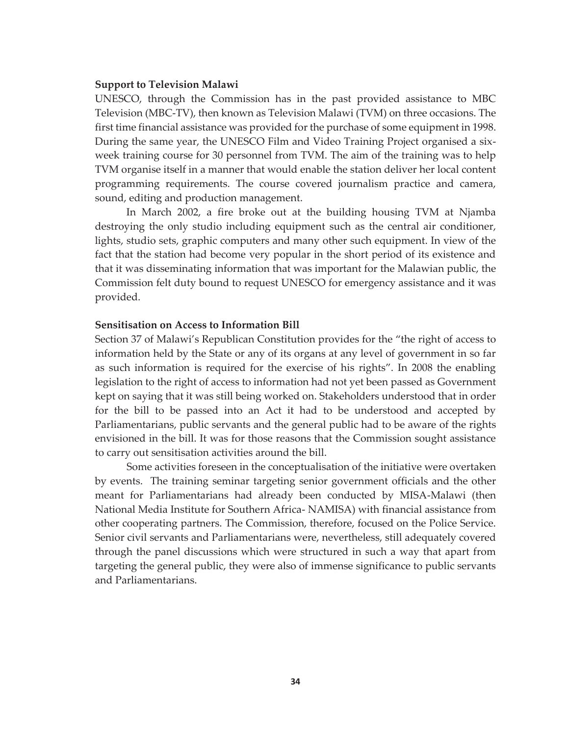**Support to Television Malawi**

UNESCO, through the Commission has in the past provided assistance to MBC Television (MBC-TV), then known as Television Malawi (TVM) on three occasions. The first time financial assistance was provided for the purchase of some equipment in 1998. During the same year, the UNESCO Film and Video Training Project organised a six-week training course for 30 personnel from TVM. The aim of the training was to help TVM organise itself in a manner that would enable the station deliver her local content programming requirements. The course covered journalism practice and camera, sound, editing and production management.

In March 2002, a fire broke out at the building housing TVM at Njamba destroying the only studio including equipment such as the central air conditioner, lights, studio sets, graphic computers and many other such equipment. In view of the fact that the station had become very popular in the short period of its existence and that it was disseminating information that was important for the Malawian public, the Commission felt duty bound to request UNESCO for emergency assistance and it was provided.

**Sensitisation on Access to Information Bill**

Section 37 of Malawi's Republican Constitution provides for the "the right of access to information held by the State or any of its organs at any level of government in so far as such information is required for the exercise of his rights". In 2008 the enabling legislation to the right of access to information had not yet been passed as Government kept on saying that it was still being worked on. Stakeholders understood that in order for the bill to be passed into an Act it had to be understood and accepted by Parliamentarians, public servants and the general public had to be aware of the rights envisioned in the bill. It was for those reasons that the Commission sought assistance to carry out sensitisation activities around the bill.

Some activities foreseen in the conceptualisation of the initiative were overtaken by events. The training seminar targeting senior government officials and the other meant for Parliamentarians had already been conducted by MISA-Malawi (then National Media Institute for Southern Africa- NAMISA) with financial assistance from other cooperating partners. The Commission, therefore, focused on the Police Service. Senior civil servants and Parliamentarians were, nevertheless, still adequately covered through the panel discussions which were structured in such a way that apart from targeting the general public, they were also of immense significance to public servants and Parliamentarians.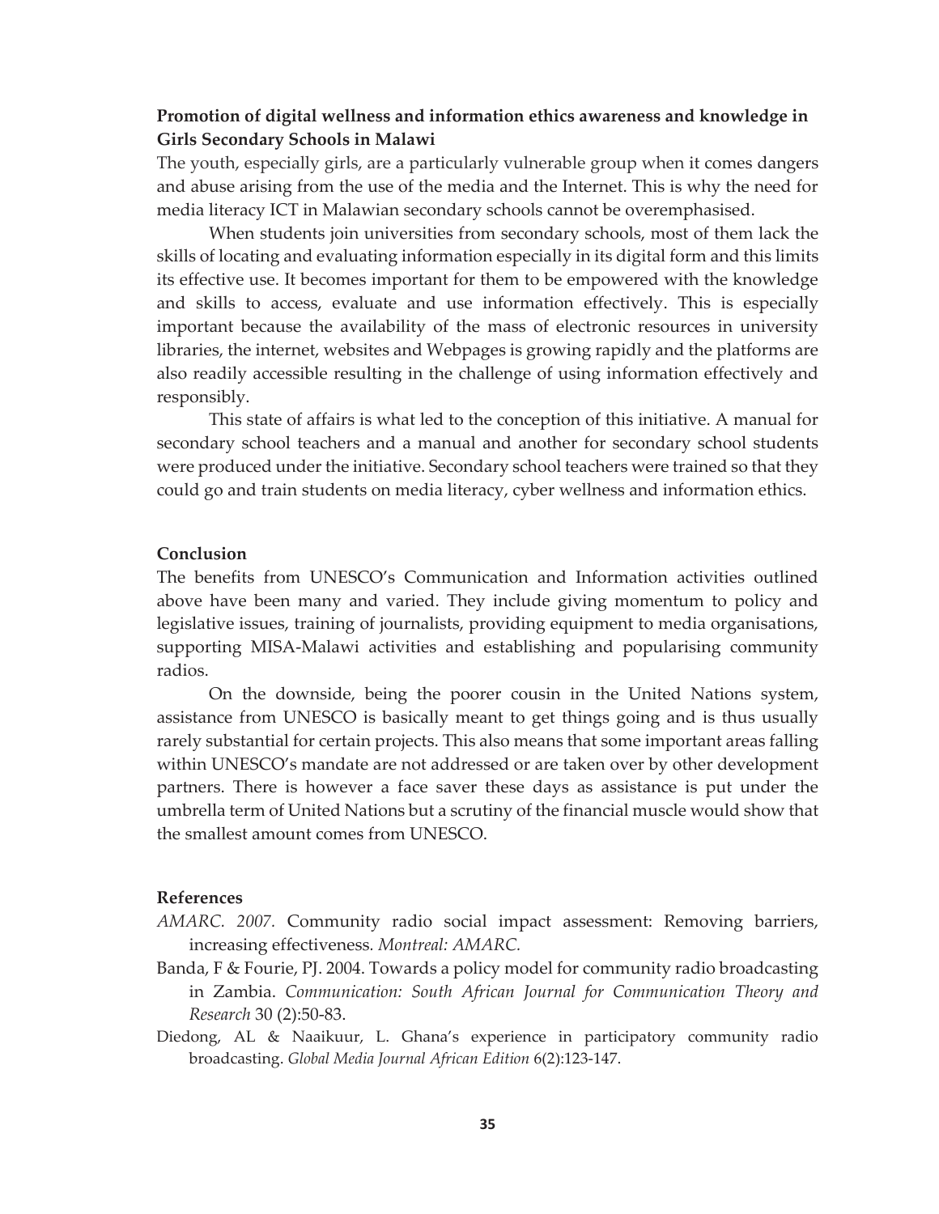**Promotion of digital wellness and information ethics awareness and knowledge in Girls Secondary Schools in Malawi**

The youth, especially girls, are a particularly vulnerable group when it comes dangers and abuse arising from the use of the media and the Internet. This is why the need for media literacy ICT in Malawian secondary schools cannot be overemphasised.

When students join universities from secondary schools, most of them lack the skills of locating and evaluating information especially in its digital form and this limits its effective use. It becomes important for them to be empowered with the knowledge and skills to access, evaluate and use information effectively. This is especially important because the availability of the mass of electronic resources in university libraries, the internet, websites and Webpages is growing rapidly and the platforms are also readily accessible resulting in the challenge of using information effectively and responsibly.

This state of affairs is what led to the conception of this initiative. A manual for secondary school teachers and a manual and another for secondary school students were produced under the initiative. Secondary school teachers were trained so that they could go and train students on media literacy, cyber wellness and information ethics.

## Conclusion

The benefits from UNESCO's Communication and Information activities outlined above have been many and varied. They include giving momentum to policy and legislative issues, training of journalists, providing equipment to media organisations, supporting MISA-Malawi activities and establishing and popularising community radios.

On the downside, being the poorer cousin in the United Nations system, assistance from UNESCO is basically meant to get things going and is thus usually rarely substantial for certain projects. This also means that some important areas falling within UNESCO's mandate are not addressed or are taken over by other development partners. There is however a face saver these days as assistance is put under the umbrella term of United Nations but a scrutiny of the financial muscle would show that the smallest amount comes from UNESCO.

## References

*AMARC. 2007.* Community radio social impact assessment: Removing barriers, increasing effectiveness. *Montreal: AMARC.*

Banda, F & Fourie, PJ. 2004. Towards a policy model for community radio broadcasting in Zambia. *Communication: South African Journal for Communication Theory and Research* 30 (2):50-83.

Diedong, AL & Naaikuur, L. Ghana's experience in participatory community radio broadcasting. *Global Media Journal African Edition* 6(2):123-147.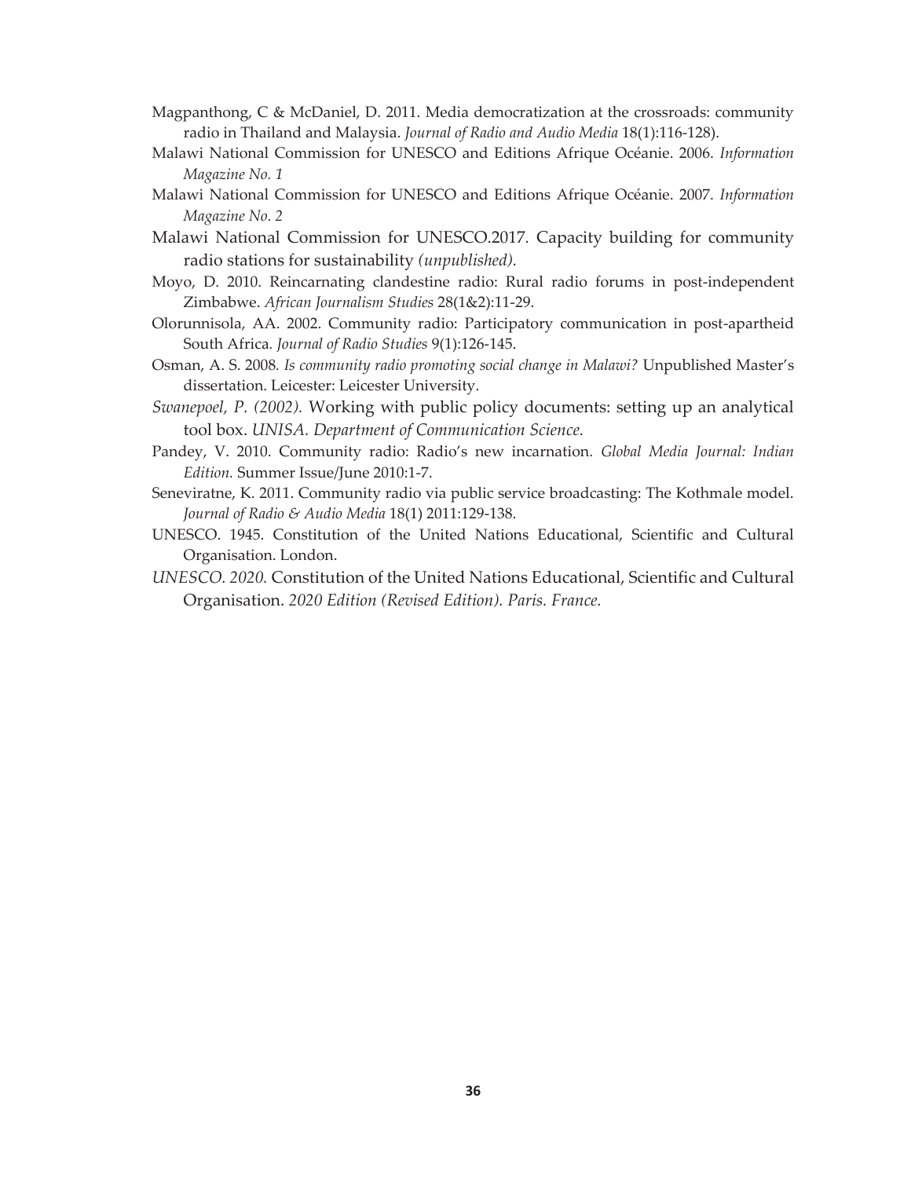Magpanthong, C & McDaniel, D. 2011. Media democratization at the crossroads: community radio in Thailand and Malaysia. *Journal of Radio and Audio Media* 18(1):116-128).

Malawi National Commission for UNESCO and Editions Afrique Océanie. 2006. *Information Magazine No. 1*

Malawi National Commission for UNESCO and Editions Afrique Océanie. 2007. *Information Magazine No. 2*

Malawi National Commission for UNESCO.2017. Capacity building for community radio stations for sustainability *(unpublished).*

Moyo, D. 2010. Reincarnating clandestine radio: Rural radio forums in post-independent Zimbabwe. *African Journalism Studies* 28(1&2):11-29.

Olorunnisola, AA. 2002. Community radio: Participatory communication in post-apartheid South Africa. *Journal of Radio Studies* 9(1):126-145.

Osman, A. S. 2008. *Is community radio promoting social change in Malawi?* Unpublished Master's dissertation. Leicester: Leicester University.

*Swanepoel, P. (2002).* Working with public policy documents: setting up an analytical tool box. *UNISA. Department of Communication Science.*

Pandey, V. 2010. Community radio: Radio's new incarnation. *Global Media Journal: Indian Edition.* Summer Issue/June 2010:1-7.

Seneviratne, K. 2011. Community radio via public service broadcasting: The Kothmale model. *Journal of Radio & Audio Media* 18(1) 2011:129-138.

UNESCO. 1945. Constitution of the United Nations Educational, Scientific and Cultural Organisation. London.

*UNESCO. 2020.* Constitution of the United Nations Educational, Scientific and Cultural Organisation. *2020 Edition (Revised Edition). Paris. France.*